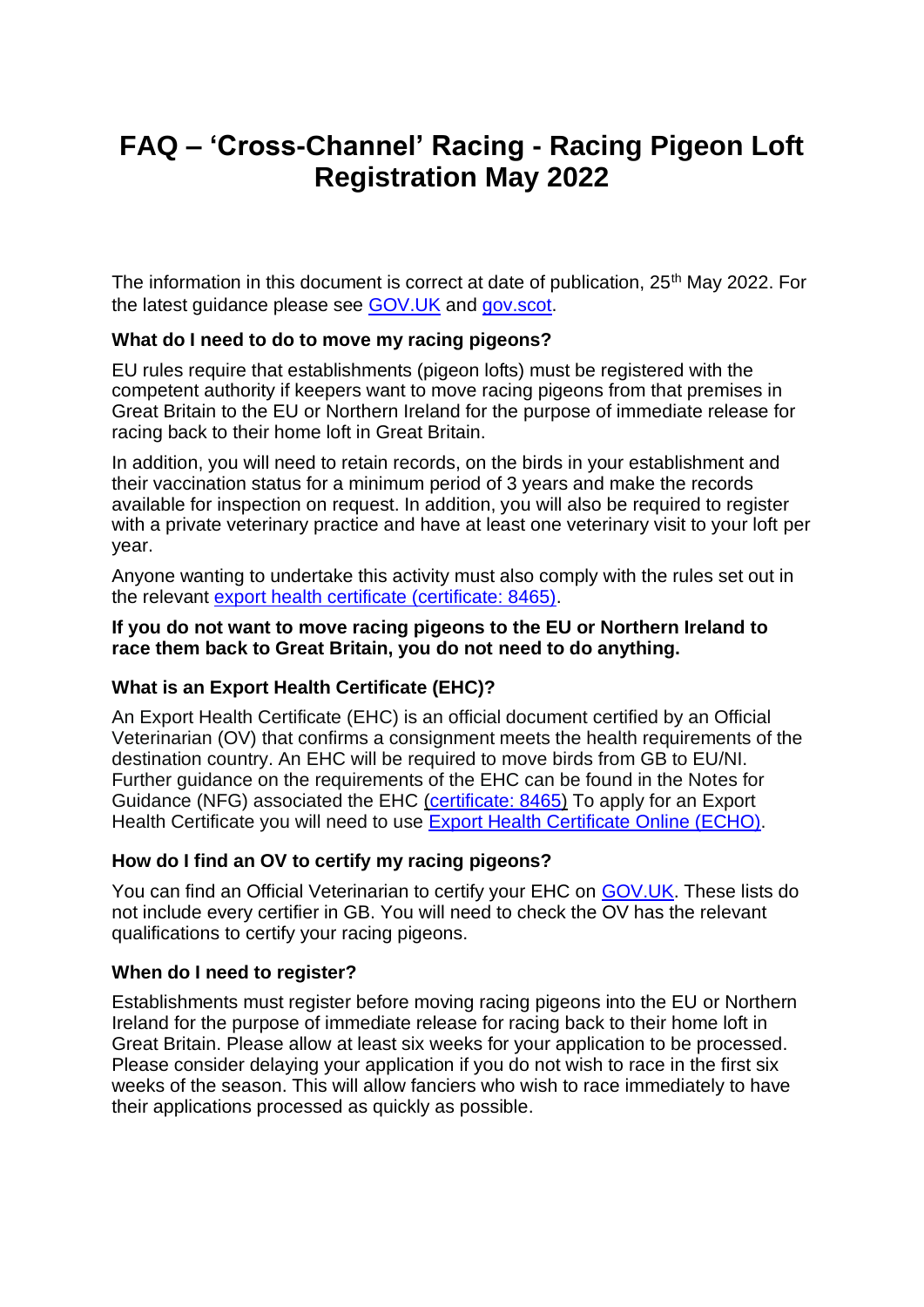# FAQ – 'Cross-Channel' Racing - Racing Pigeon Loft Registration May 2022

The information in this document is correct at date of publication, 25th May 2022. For the latest guidance please see [GOV.UK] and [gov.scot].

### What do I need to do to move my racing pigeons?

EU rules require that establishments (pigeon lofts) must be registered with the competent authority if keepers want to move racing pigeons from that premises in Great Britain to the EU or Northern Ireland for the purpose of immediate release for racing back to their home loft in Great Britain.

In addition, you will need to retain records, on the birds in your establishment and their vaccination status for a minimum period of 3 years and make the records available for inspection on request. In addition, you will also be required to register with a private veterinary practice and have at least one veterinary visit to your loft per year.

Anyone wanting to undertake this activity must also comply with the rules set out in the relevant export health certificate (certificate: 8465).

**If you do not want to move racing pigeons to the EU or Northern Ireland to race them back to Great Britain, you do not need to do anything.**

### What is an Export Health Certificate (EHC)?

An Export Health Certificate (EHC) is an official document certified by an Official Veterinarian (OV) that confirms a consignment meets the health requirements of the destination country. An EHC will be required to move birds from GB to EU/NI. Further guidance on the requirements of the EHC can be found in the Notes for Guidance (NFG) associated the EHC (certificate: 8465) To apply for an Export Health Certificate you will need to use Export Health Certificate Online (ECHO).

### How do I find an OV to certify my racing pigeons?

You can find an Official Veterinarian to certify your EHC on GOV.UK. These lists do not include every certifier in GB. You will need to check the OV has the relevant qualifications to certify your racing pigeons.

### When do I need to register?

Establishments must register before moving racing pigeons into the EU or Northern Ireland for the purpose of immediate release for racing back to their home loft in Great Britain. Please allow at least six weeks for your application to be processed. Please consider delaying your application if you do not wish to race in the first six weeks of the season. This will allow fanciers who wish to race immediately to have their applications processed as quickly as possible.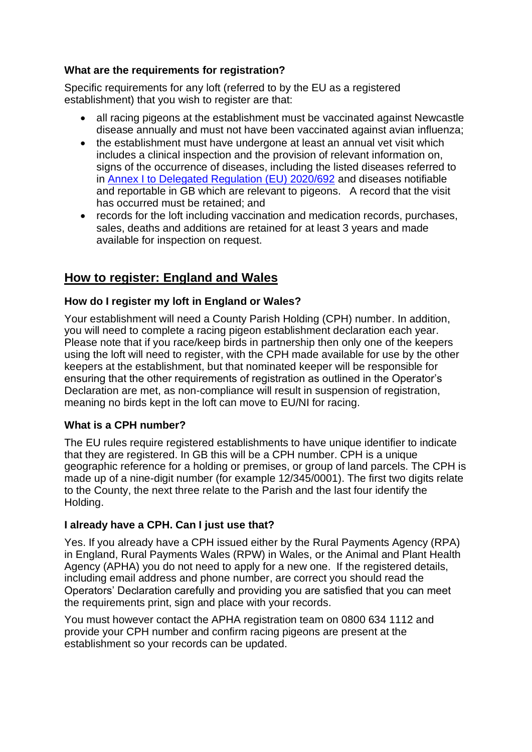**What are the requirements for registration?**

Specific requirements for any loft (referred to by the EU as a registered establishment) that you wish to register are that:

- all racing pigeons at the establishment must be vaccinated against Newcastle disease annually and must not have been vaccinated against avian influenza;
- the establishment must have undergone at least an annual vet visit which includes a clinical inspection and the provision of relevant information on, signs of the occurrence of diseases, including the listed diseases referred to in [Annex I to Delegated Regulation (EU) 2020/692]() and diseases notifiable and reportable in GB which are relevant to pigeons. A record that the visit has occurred must be retained; and
- records for the loft including vaccination and medication records, purchases, sales, deaths and additions are retained for at least 3 years and made available for inspection on request.

## How to register: England and Wales

**How do I register my loft in England or Wales?**

Your establishment will need a County Parish Holding (CPH) number. In addition, you will need to complete a racing pigeon establishment declaration each year. Please note that if you race/keep birds in partnership then only one of the keepers using the loft will need to register, with the CPH made available for use by the other keepers at the establishment, but that nominated keeper will be responsible for ensuring that the other requirements of registration as outlined in the Operator's Declaration are met, as non-compliance will result in suspension of registration, meaning no birds kept in the loft can move to EU/NI for racing.

**What is a CPH number?**

The EU rules require registered establishments to have unique identifier to indicate that they are registered. In GB this will be a CPH number. CPH is a unique geographic reference for a holding or premises, or group of land parcels. The CPH is made up of a nine-digit number (for example 12/345/0001). The first two digits relate to the County, the next three relate to the Parish and the last four identify the Holding.

**I already have a CPH. Can I just use that?**

Yes. If you already have a CPH issued either by the Rural Payments Agency (RPA) in England, Rural Payments Wales (RPW) in Wales, or the Animal and Plant Health Agency (APHA) you do not need to apply for a new one. If the registered details, including email address and phone number, are correct you should read the Operators' Declaration carefully and providing you are satisfied that you can meet the requirements print, sign and place with your records.

You must however contact the APHA registration team on 0800 634 1112 and provide your CPH number and confirm racing pigeons are present at the establishment so your records can be updated.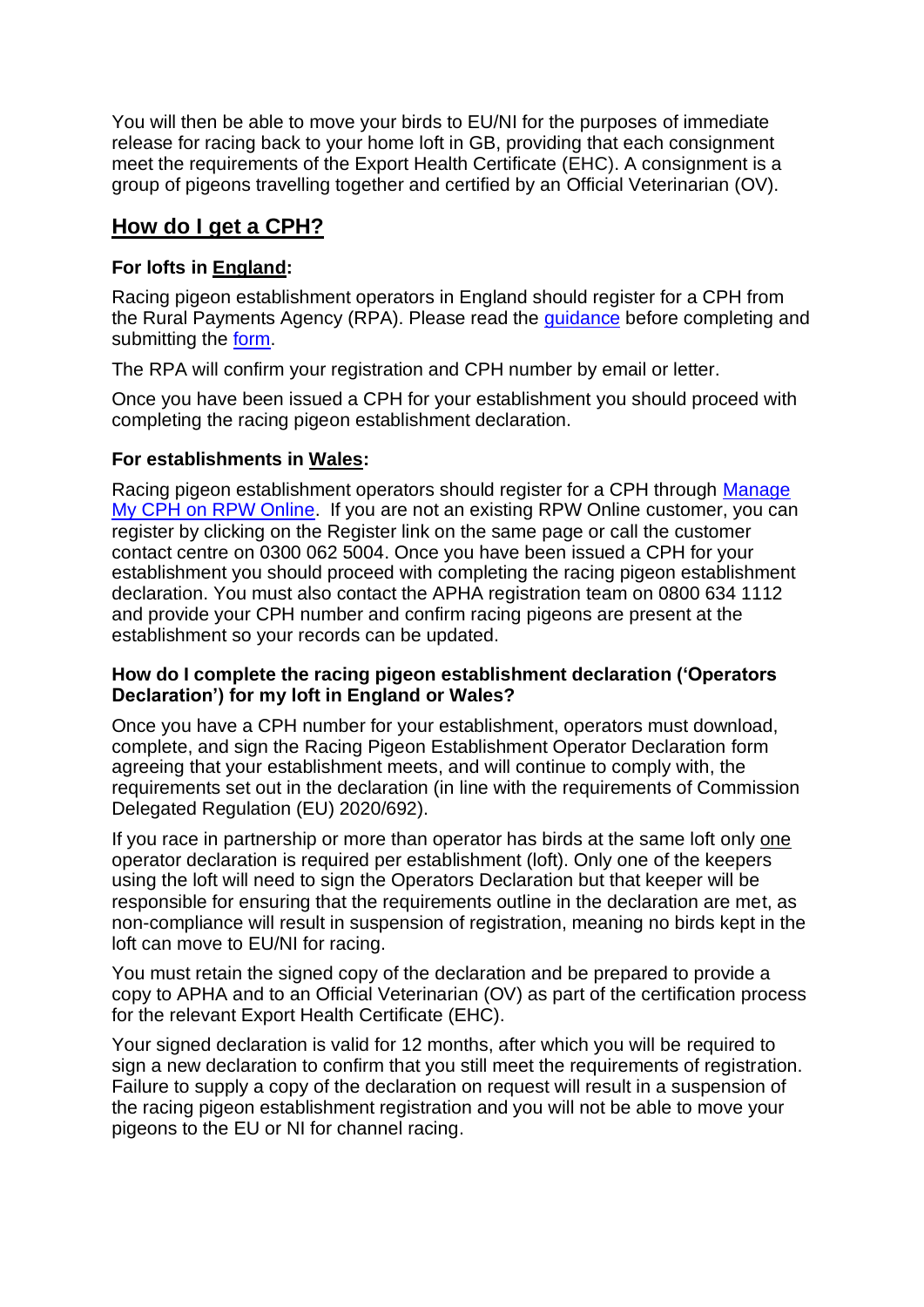You will then be able to move your birds to EU/NI for the purposes of immediate release for racing back to your home loft in GB, providing that each consignment meet the requirements of the Export Health Certificate (EHC). A consignment is a group of pigeons travelling together and certified by an Official Veterinarian (OV).

## How do I get a CPH?

### For lofts in England:

Racing pigeon establishment operators in England should register for a CPH from the Rural Payments Agency (RPA). Please read the [guidance]() before completing and submitting the [form]().

The RPA will confirm your registration and CPH number by email or letter.

Once you have been issued a CPH for your establishment you should proceed with completing the racing pigeon establishment declaration.

### For establishments in Wales:

Racing pigeon establishment operators should register for a CPH through [Manage My CPH on RPW Online](). If you are not an existing RPW Online customer, you can register by clicking on the Register link on the same page or call the customer contact centre on 0300 062 5004. Once you have been issued a CPH for your establishment you should proceed with completing the racing pigeon establishment declaration. You must also contact the APHA registration team on 0800 634 1112 and provide your CPH number and confirm racing pigeons are present at the establishment so your records can be updated.

### How do I complete the racing pigeon establishment declaration ('Operators Declaration') for my loft in England or Wales?

Once you have a CPH number for your establishment, operators must download, complete, and sign the Racing Pigeon Establishment Operator Declaration form agreeing that your establishment meets, and will continue to comply with, the requirements set out in the declaration (in line with the requirements of Commission Delegated Regulation (EU) 2020/692).

If you race in partnership or more than operator has birds at the same loft only one operator declaration is required per establishment (loft). Only one of the keepers using the loft will need to sign the Operators Declaration but that keeper will be responsible for ensuring that the requirements outline in the declaration are met, as non-compliance will result in suspension of registration, meaning no birds kept in the loft can move to EU/NI for racing.

You must retain the signed copy of the declaration and be prepared to provide a copy to APHA and to an Official Veterinarian (OV) as part of the certification process for the relevant Export Health Certificate (EHC).

Your signed declaration is valid for 12 months, after which you will be required to sign a new declaration to confirm that you still meet the requirements of registration. Failure to supply a copy of the declaration on request will result in a suspension of the racing pigeon establishment registration and you will not be able to move your pigeons to the EU or NI for channel racing.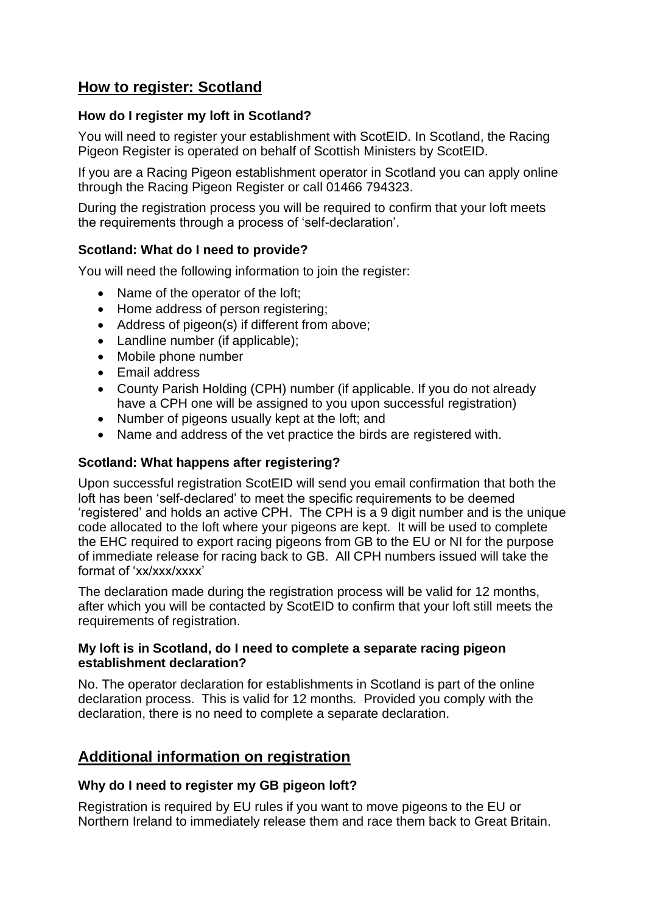## How to register: Scotland

### How do I register my loft in Scotland?

You will need to register your establishment with ScotEID. In Scotland, the Racing Pigeon Register is operated on behalf of Scottish Ministers by ScotEID.

If you are a Racing Pigeon establishment operator in Scotland you can apply online through the Racing Pigeon Register or call 01466 794323.

During the registration process you will be required to confirm that your loft meets the requirements through a process of 'self-declaration'.

### Scotland: What do I need to provide?

You will need the following information to join the register:

- Name of the operator of the loft;
- Home address of person registering;
- Address of pigeon(s) if different from above;
- Landline number (if applicable);
- Mobile phone number
- Email address
- County Parish Holding (CPH) number (if applicable. If you do not already have a CPH one will be assigned to you upon successful registration)
- Number of pigeons usually kept at the loft; and
- Name and address of the vet practice the birds are registered with.

### Scotland: What happens after registering?

Upon successful registration ScotEID will send you email confirmation that both the loft has been 'self-declared' to meet the specific requirements to be deemed 'registered' and holds an active CPH. The CPH is a 9 digit number and is the unique code allocated to the loft where your pigeons are kept. It will be used to complete the EHC required to export racing pigeons from GB to the EU or NI for the purpose of immediate release for racing back to GB. All CPH numbers issued will take the format of 'xx/xxx/xxxx'

The declaration made during the registration process will be valid for 12 months, after which you will be contacted by ScotEID to confirm that your loft still meets the requirements of registration.

### My loft is in Scotland, do I need to complete a separate racing pigeon establishment declaration?

No. The operator declaration for establishments in Scotland is part of the online declaration process. This is valid for 12 months. Provided you comply with the declaration, there is no need to complete a separate declaration.

## Additional information on registration

### Why do I need to register my GB pigeon loft?

Registration is required by EU rules if you want to move pigeons to the EU or Northern Ireland to immediately release them and race them back to Great Britain.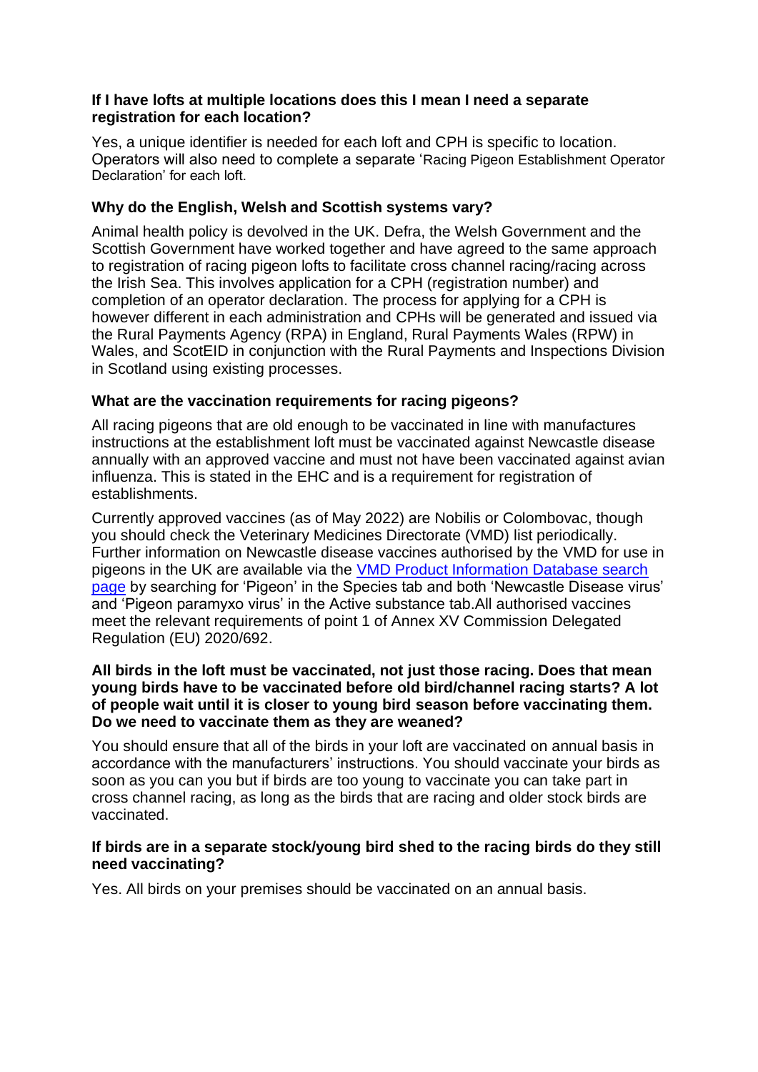**If I have lofts at multiple locations does this I mean I need a separate registration for each location?**

Yes, a unique identifier is needed for each loft and CPH is specific to location. Operators will also need to complete a separate 'Racing Pigeon Establishment Operator Declaration' for each loft.

**Why do the English, Welsh and Scottish systems vary?**

Animal health policy is devolved in the UK. Defra, the Welsh Government and the Scottish Government have worked together and have agreed to the same approach to registration of racing pigeon lofts to facilitate cross channel racing/racing across the Irish Sea. This involves application for a CPH (registration number) and completion of an operator declaration. The process for applying for a CPH is however different in each administration and CPHs will be generated and issued via the Rural Payments Agency (RPA) in England, Rural Payments Wales (RPW) in Wales, and ScotEID in conjunction with the Rural Payments and Inspections Division in Scotland using existing processes.

**What are the vaccination requirements for racing pigeons?**

All racing pigeons that are old enough to be vaccinated in line with manufactures instructions at the establishment loft must be vaccinated against Newcastle disease annually with an approved vaccine and must not have been vaccinated against avian influenza. This is stated in the EHC and is a requirement for registration of establishments.

Currently approved vaccines (as of May 2022) are Nobilis or Colombovac, though you should check the Veterinary Medicines Directorate (VMD) list periodically. Further information on Newcastle disease vaccines authorised by the VMD for use in pigeons in the UK are available via the [VMD Product Information Database search page](#) by searching for 'Pigeon' in the Species tab and both 'Newcastle Disease virus' and 'Pigeon paramyxo virus' in the Active substance tab.All authorised vaccines meet the relevant requirements of point 1 of Annex XV Commission Delegated Regulation (EU) 2020/692.

**All birds in the loft must be vaccinated, not just those racing. Does that mean young birds have to be vaccinated before old bird/channel racing starts? A lot of people wait until it is closer to young bird season before vaccinating them. Do we need to vaccinate them as they are weaned?**

You should ensure that all of the birds in your loft are vaccinated on annual basis in accordance with the manufacturers' instructions. You should vaccinate your birds as soon as you can you but if birds are too young to vaccinate you can take part in cross channel racing, as long as the birds that are racing and older stock birds are vaccinated.

**If birds are in a separate stock/young bird shed to the racing birds do they still need vaccinating?**

Yes. All birds on your premises should be vaccinated on an annual basis.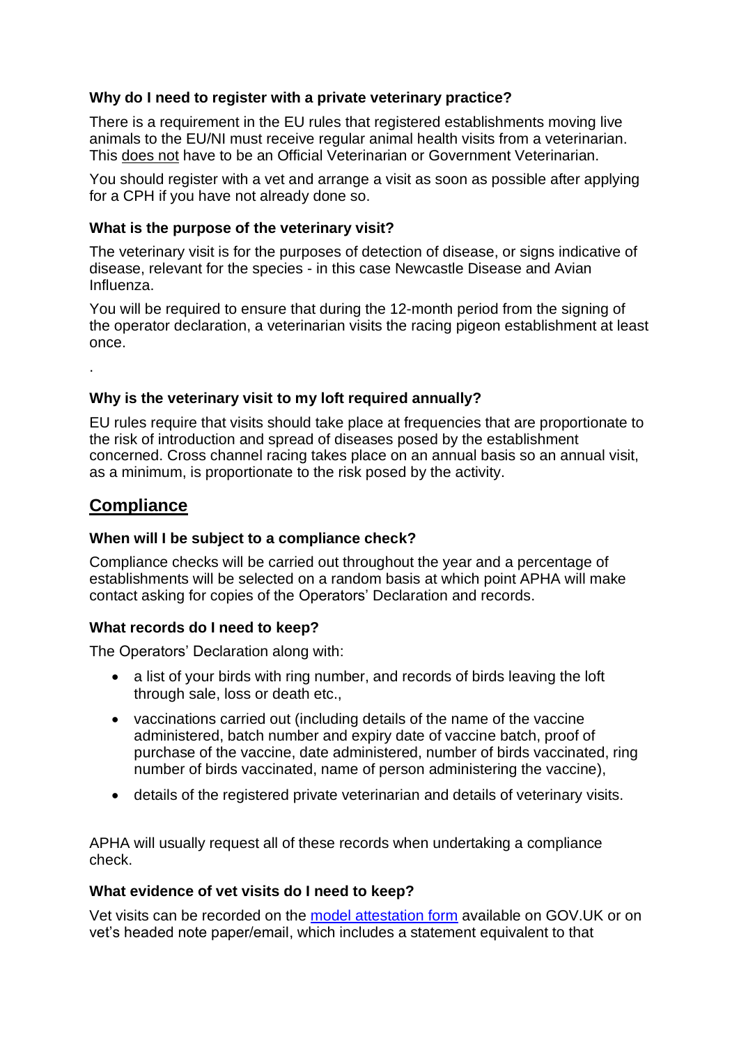**Why do I need to register with a private veterinary practice?**

There is a requirement in the EU rules that registered establishments moving live animals to the EU/NI must receive regular animal health visits from a veterinarian. This does not have to be an Official Veterinarian or Government Veterinarian.

You should register with a vet and arrange a visit as soon as possible after applying for a CPH if you have not already done so.

**What is the purpose of the veterinary visit?**

The veterinary visit is for the purposes of detection of disease, or signs indicative of disease, relevant for the species - in this case Newcastle Disease and Avian Influenza.

You will be required to ensure that during the 12-month period from the signing of the operator declaration, a veterinarian visits the racing pigeon establishment at least once.

.

**Why is the veterinary visit to my loft required annually?**

EU rules require that visits should take place at frequencies that are proportionate to the risk of introduction and spread of diseases posed by the establishment concerned. Cross channel racing takes place on an annual basis so an annual visit, as a minimum, is proportionate to the risk posed by the activity.

## Compliance

**When will I be subject to a compliance check?**

Compliance checks will be carried out throughout the year and a percentage of establishments will be selected on a random basis at which point APHA will make contact asking for copies of the Operators' Declaration and records.

**What records do I need to keep?**

The Operators' Declaration along with:

- a list of your birds with ring number, and records of birds leaving the loft through sale, loss or death etc.,
- vaccinations carried out (including details of the name of the vaccine administered, batch number and expiry date of vaccine batch, proof of purchase of the vaccine, date administered, number of birds vaccinated, ring number of birds vaccinated, name of person administering the vaccine),
- details of the registered private veterinarian and details of veterinary visits.

APHA will usually request all of these records when undertaking a compliance check.

**What evidence of vet visits do I need to keep?**

Vet visits can be recorded on the model attestation form available on GOV.UK or on vet's headed note paper/email, which includes a statement equivalent to that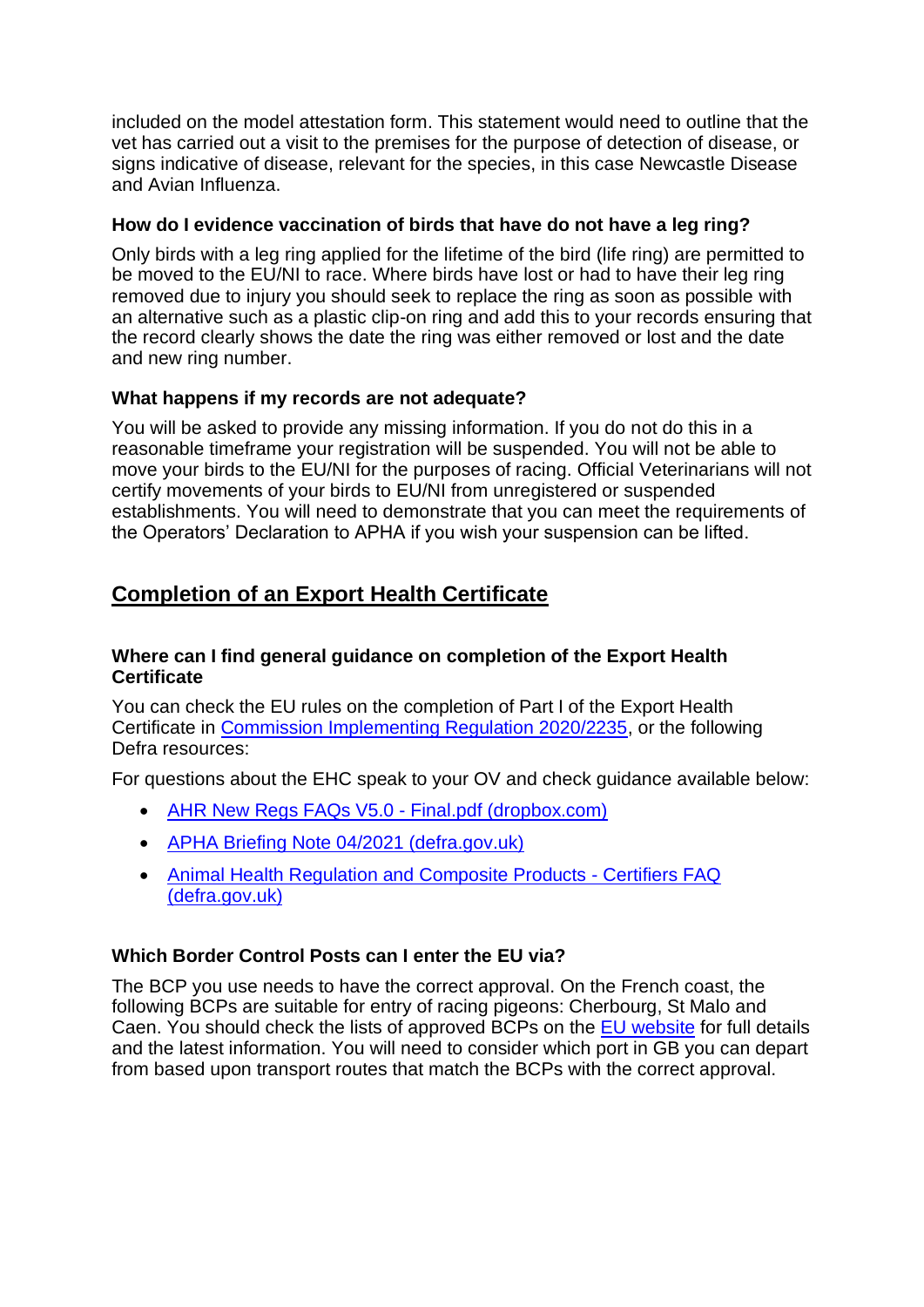included on the model attestation form. This statement would need to outline that the vet has carried out a visit to the premises for the purpose of detection of disease, or signs indicative of disease, relevant for the species, in this case Newcastle Disease and Avian Influenza.

**How do I evidence vaccination of birds that have do not have a leg ring?**

Only birds with a leg ring applied for the lifetime of the bird (life ring) are permitted to be moved to the EU/NI to race. Where birds have lost or had to have their leg ring removed due to injury you should seek to replace the ring as soon as possible with an alternative such as a plastic clip-on ring and add this to your records ensuring that the record clearly shows the date the ring was either removed or lost and the date and new ring number.

**What happens if my records are not adequate?**

You will be asked to provide any missing information. If you do not do this in a reasonable timeframe your registration will be suspended. You will not be able to move your birds to the EU/NI for the purposes of racing. Official Veterinarians will not certify movements of your birds to EU/NI from unregistered or suspended establishments. You will need to demonstrate that you can meet the requirements of the Operators' Declaration to APHA if you wish your suspension can be lifted.

## Completion of an Export Health Certificate

**Where can I find general guidance on completion of the Export Health Certificate**

You can check the EU rules on the completion of Part I of the Export Health Certificate in Commission Implementing Regulation 2020/2235, or the following Defra resources:

For questions about the EHC speak to your OV and check guidance available below:

- AHR New Regs FAQs V5.0 - Final.pdf (dropbox.com)
- APHA Briefing Note 04/2021 (defra.gov.uk)
- Animal Health Regulation and Composite Products - Certifiers FAQ (defra.gov.uk)

**Which Border Control Posts can I enter the EU via?**

The BCP you use needs to have the correct approval. On the French coast, the following BCPs are suitable for entry of racing pigeons: Cherbourg, St Malo and Caen. You should check the lists of approved BCPs on the EU website for full details and the latest information. You will need to consider which port in GB you can depart from based upon transport routes that match the BCPs with the correct approval.